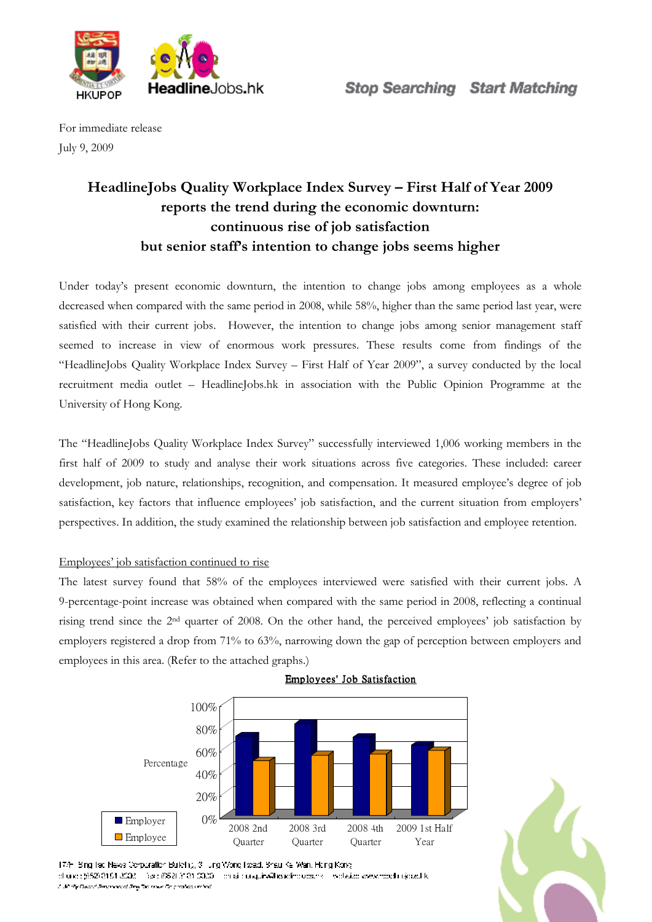For immediate release

July 9, 2009

# HeadlineJobs Quality Workplace Index Survey – First Half of Year 2009 reports the trend during the economic downturn: continuous rise of job satisfaction but senior staff's intention to change jobs seems higher

Under today's present economic downturn, the intention to change jobs among employees as a whole decreased when compared with the same period in 2008, while 58%, higher than the same period last year, were satisfied with their current jobs. However, the intention to change jobs among senior management staff seemed to increase in view of enormous work pressures. These results come from findings of the "HeadlineJobs Quality Workplace Index Survey – First Half of Year 2009", a survey conducted by the local recruitment media outlet – HeadlineJobs.hk in association with the Public Opinion Programme at the University of Hong Kong.

The "HeadlineJobs Quality Workplace Index Survey" successfully interviewed 1,006 working members in the first half of 2009 to study and analyse their work situations across five categories. These included: career development, job nature, relationships, recognition, and compensation. It measured employee's degree of job satisfaction, key factors that influence employees' job satisfaction, and the current situation from employers' perspectives. In addition, the study examined the relationship between job satisfaction and employee retention.

<u>Employees' job satisfaction continued to rise</u>

The latest survey found that 58% of the employees interviewed were satisfied with their current jobs. A 9-percentage-point increase was obtained when compared with the same period in 2008, reflecting a continual rising trend since the 2nd quarter of 2008. On the other hand, the perceived employees' job satisfaction by employers registered a drop from 71% to 63%, narrowing down the gap of perception between employers and employees in this area. (Refer to the attached graphs.)

**Employees' Job Satisfaction**

| | 2008 2nd Quarter | 2008 3rd Quarter | 2008 4th Quarter | 2009 1st Half Year |
|---|---|---|---|---|
| Employer | 71% | 82% | 70% | 63% |
| Employee | 49% | 54% | 55% | 58% |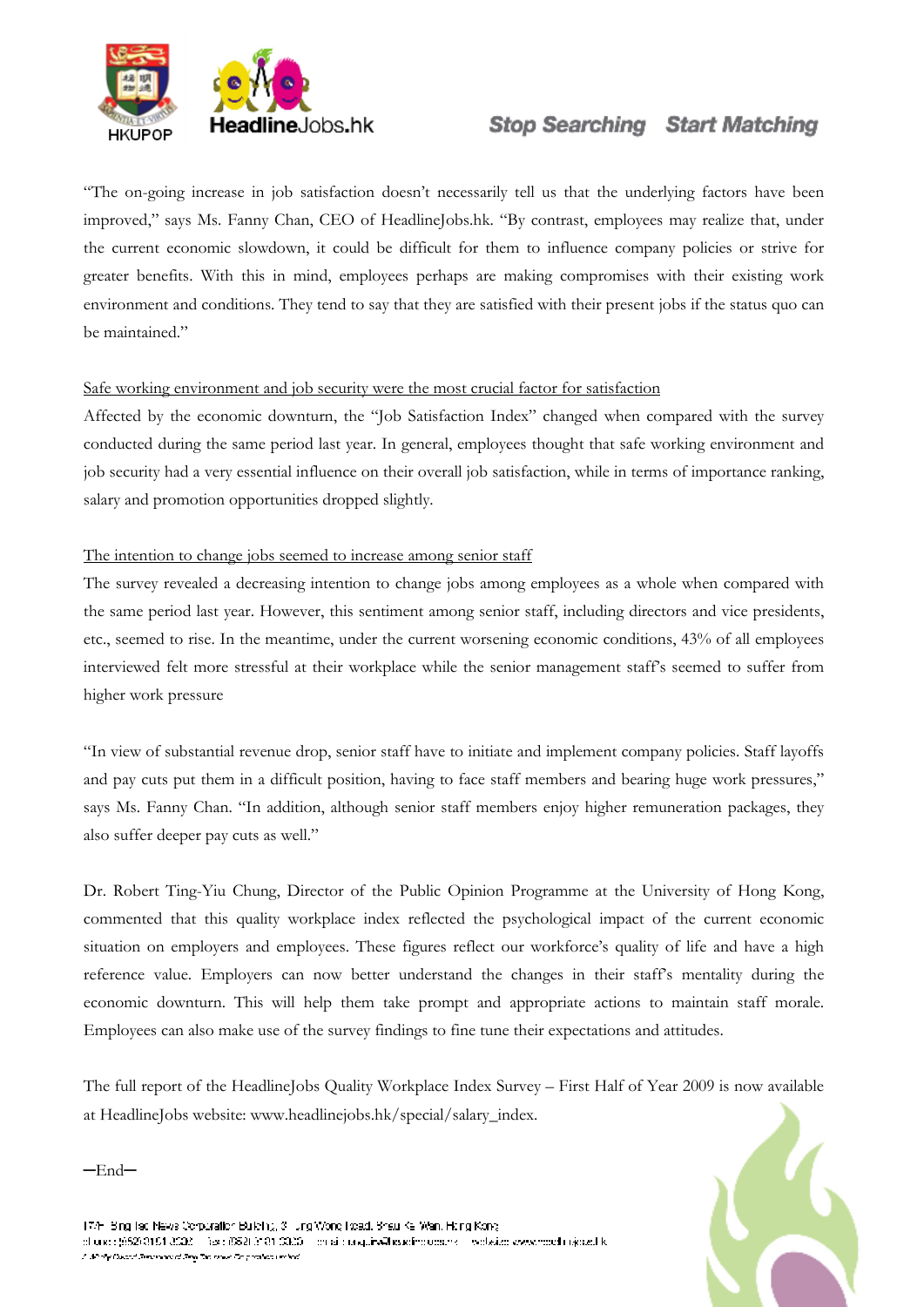"The on-going increase in job satisfaction doesn't necessarily tell us that the underlying factors have been improved," says Ms. Fanny Chan, CEO of HeadlineJobs.hk. "By contrast, employees may realize that, under the current economic slowdown, it could be difficult for them to influence company policies or strive for greater benefits. With this in mind, employees perhaps are making compromises with their existing work environment and conditions. They tend to say that they are satisfied with their present jobs if the status quo can be maintained."

<u>Safe working environment and job security were the most crucial factor for satisfaction</u>

Affected by the economic downturn, the "Job Satisfaction Index" changed when compared with the survey conducted during the same period last year. In general, employees thought that safe working environment and job security had a very essential influence on their overall job satisfaction, while in terms of importance ranking, salary and promotion opportunities dropped slightly.

<u>The intention to change jobs seemed to increase among senior staff</u>

The survey revealed a decreasing intention to change jobs among employees as a whole when compared with the same period last year. However, this sentiment among senior staff, including directors and vice presidents, etc., seemed to rise. In the meantime, under the current worsening economic conditions, 43% of all employees interviewed felt more stressful at their workplace while the senior management staff's seemed to suffer from higher work pressure

"In view of substantial revenue drop, senior staff have to initiate and implement company policies. Staff layoffs and pay cuts put them in a difficult position, having to face staff members and bearing huge work pressures," says Ms. Fanny Chan. "In addition, although senior staff members enjoy higher remuneration packages, they also suffer deeper pay cuts as well."

Dr. Robert Ting-Yiu Chung, Director of the Public Opinion Programme at the University of Hong Kong, commented that this quality workplace index reflected the psychological impact of the current economic situation on employers and employees. These figures reflect our workforce's quality of life and have a high reference value. Employers can now better understand the changes in their staff's mentality during the economic downturn. This will help them take prompt and appropriate actions to maintain staff morale. Employees can also make use of the survey findings to fine tune their expectations and attitudes.

The full report of the HeadlineJobs Quality Workplace Index Survey – First Half of Year 2009 is now available at HeadlineJobs website: www.headlinejobs.hk/special/salary_index.

—End—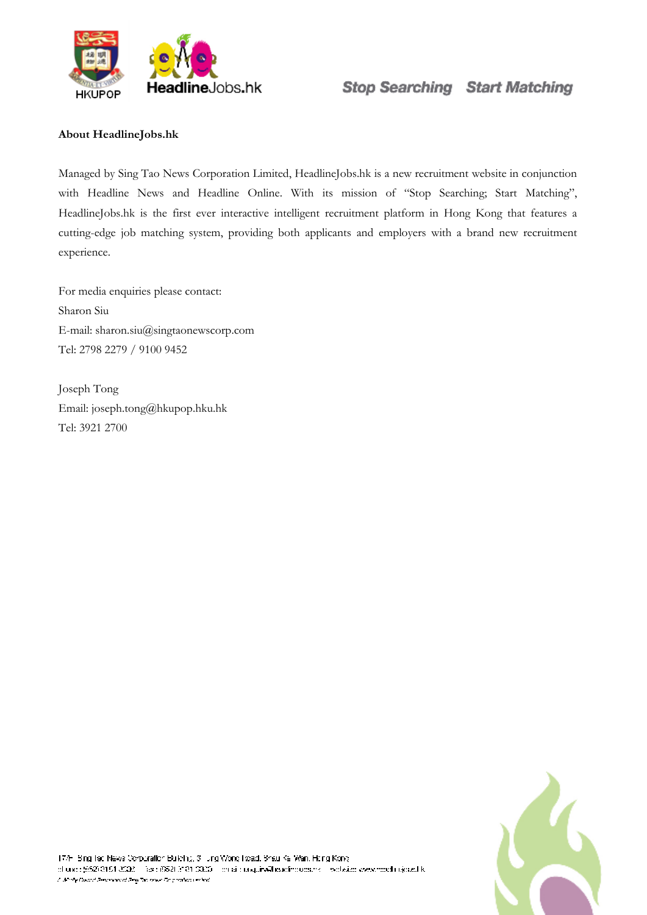**About HeadlineJobs.hk**

Managed by Sing Tao News Corporation Limited, HeadlineJobs.hk is a new recruitment website in conjunction with Headline News and Headline Online. With its mission of "Stop Searching; Start Matching", HeadlineJobs.hk is the first ever interactive intelligent recruitment platform in Hong Kong that features a cutting-edge job matching system, providing both applicants and employers with a brand new recruitment experience.

For media enquiries please contact:
Sharon Siu
E-mail: sharon.siu@singtaonewscorp.com
Tel: 2798 2279 / 9100 9452

Joseph Tong
Email: joseph.tong@hkupop.hku.hk
Tel: 3921 2700